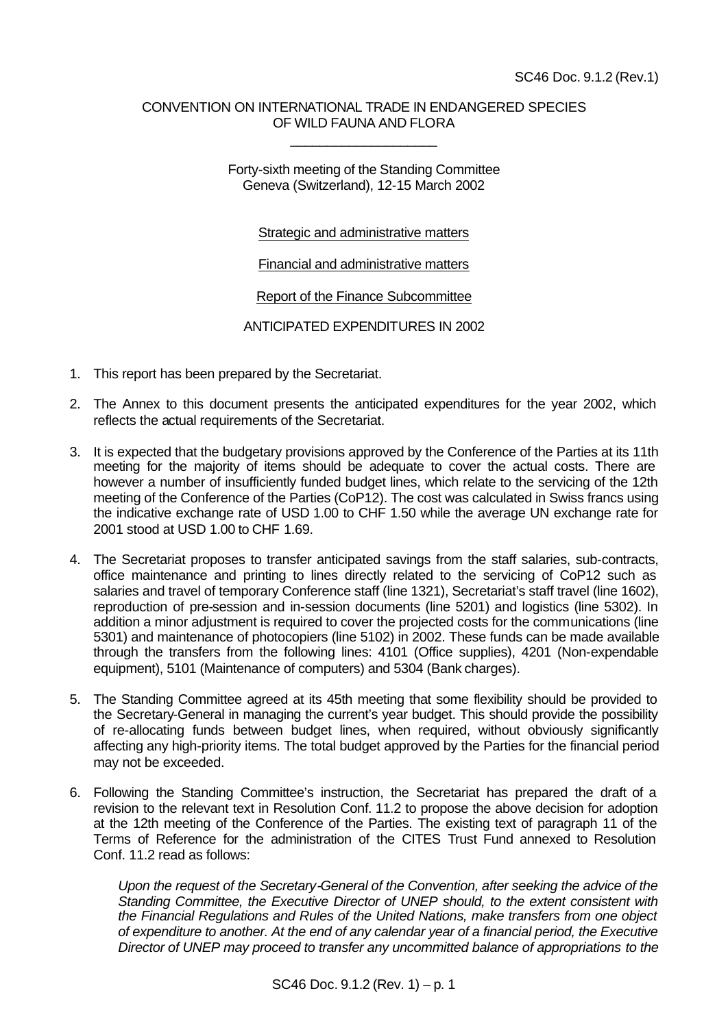SC46 Doc. 9.1.2 (Rev.1)

CONVENTION ON INTERNATIONAL TRADE IN ENDANGERED SPECIES
OF WILD FAUNA AND FLORA

\_\_\_\_\_\_\_\_\_\_\_\_\_\_\_\_\_\_\_\_

Forty-sixth meeting of the Standing Committee
Geneva (Switzerland), 12-15 March 2002

Strategic and administrative matters

Financial and administrative matters

Report of the Finance Subcommittee

ANTICIPATED EXPENDITURES IN 2002

1. This report has been prepared by the Secretariat.

2. The Annex to this document presents the anticipated expenditures for the year 2002, which reflects the actual requirements of the Secretariat.

3. It is expected that the budgetary provisions approved by the Conference of the Parties at its 11th meeting for the majority of items should be adequate to cover the actual costs. There are however a number of insufficiently funded budget lines, which relate to the servicing of the 12th meeting of the Conference of the Parties (CoP12). The cost was calculated in Swiss francs using the indicative exchange rate of USD 1.00 to CHF 1.50 while the average UN exchange rate for 2001 stood at USD 1.00 to CHF 1.69.

4. The Secretariat proposes to transfer anticipated savings from the staff salaries, sub-contracts, office maintenance and printing to lines directly related to the servicing of CoP12 such as salaries and travel of temporary Conference staff (line 1321), Secretariat's staff travel (line 1602), reproduction of pre-session and in-session documents (line 5201) and logistics (line 5302). In addition a minor adjustment is required to cover the projected costs for the communications (line 5301) and maintenance of photocopiers (line 5102) in 2002. These funds can be made available through the transfers from the following lines: 4101 (Office supplies), 4201 (Non-expendable equipment), 5101 (Maintenance of computers) and 5304 (Bank charges).

5. The Standing Committee agreed at its 45th meeting that some flexibility should be provided to the Secretary-General in managing the current's year budget. This should provide the possibility of re-allocating funds between budget lines, when required, without obviously significantly affecting any high-priority items. The total budget approved by the Parties for the financial period may not be exceeded.

6. Following the Standing Committee's instruction, the Secretariat has prepared the draft of a revision to the relevant text in Resolution Conf. 11.2 to propose the above decision for adoption at the 12th meeting of the Conference of the Parties. The existing text of paragraph 11 of the Terms of Reference for the administration of the CITES Trust Fund annexed to Resolution Conf. 11.2 read as follows:

   *Upon the request of the Secretary-General of the Convention, after seeking the advice of the Standing Committee, the Executive Director of UNEP should, to the extent consistent with the Financial Regulations and Rules of the United Nations, make transfers from one object of expenditure to another. At the end of any calendar year of a financial period, the Executive Director of UNEP may proceed to transfer any uncommitted balance of appropriations to the*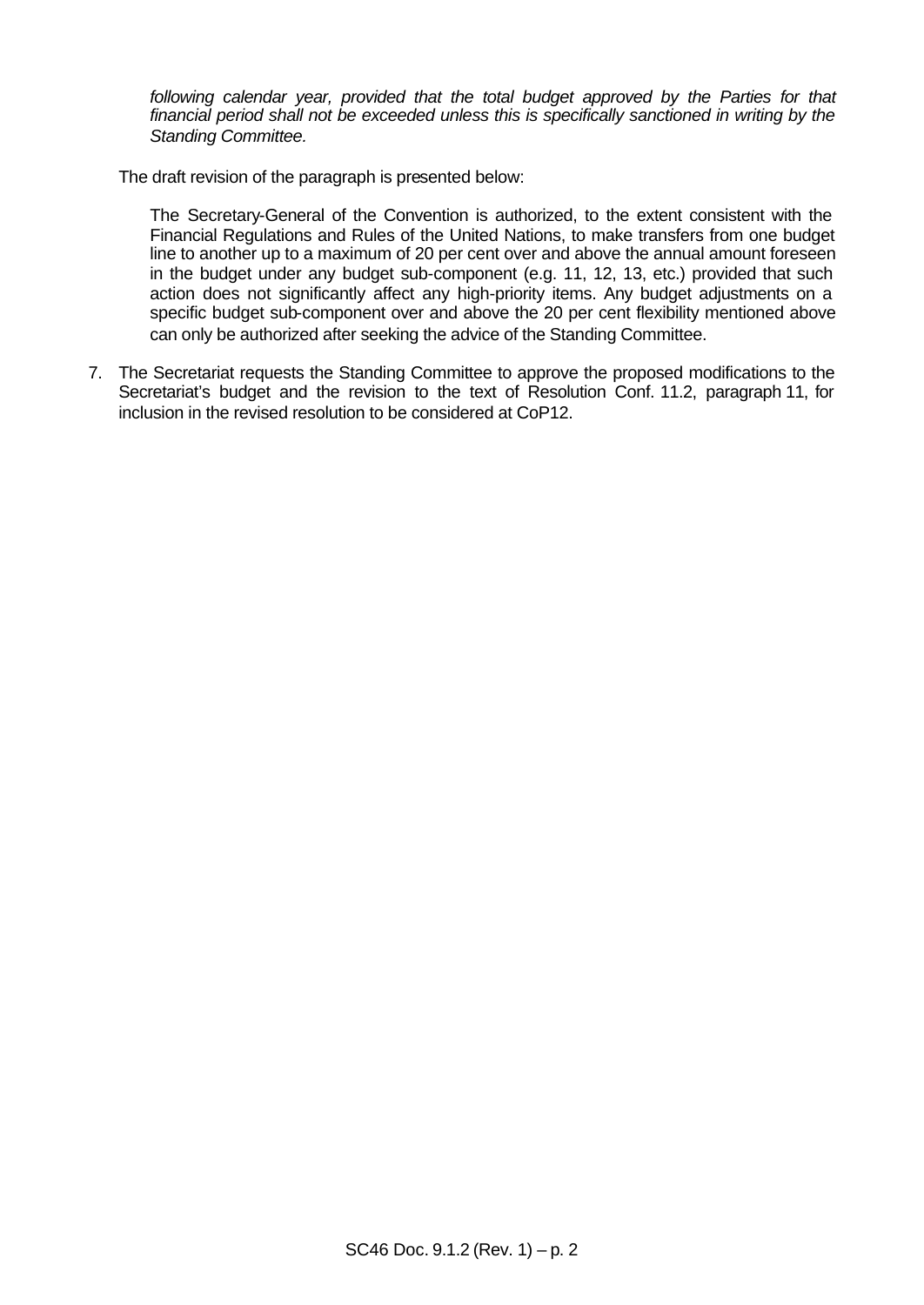*following calendar year, provided that the total budget approved by the Parties for that financial period shall not be exceeded unless this is specifically sanctioned in writing by the Standing Committee.*

The draft revision of the paragraph is presented below:

> The Secretary-General of the Convention is authorized, to the extent consistent with the Financial Regulations and Rules of the United Nations, to make transfers from one budget line to another up to a maximum of 20 per cent over and above the annual amount foreseen in the budget under any budget sub-component (e.g. 11, 12, 13, etc.) provided that such action does not significantly affect any high-priority items. Any budget adjustments on a specific budget sub-component over and above the 20 per cent flexibility mentioned above can only be authorized after seeking the advice of the Standing Committee.

7. The Secretariat requests the Standing Committee to approve the proposed modifications to the Secretariat's budget and the revision to the text of Resolution Conf. 11.2, paragraph 11, for inclusion in the revised resolution to be considered at CoP12.